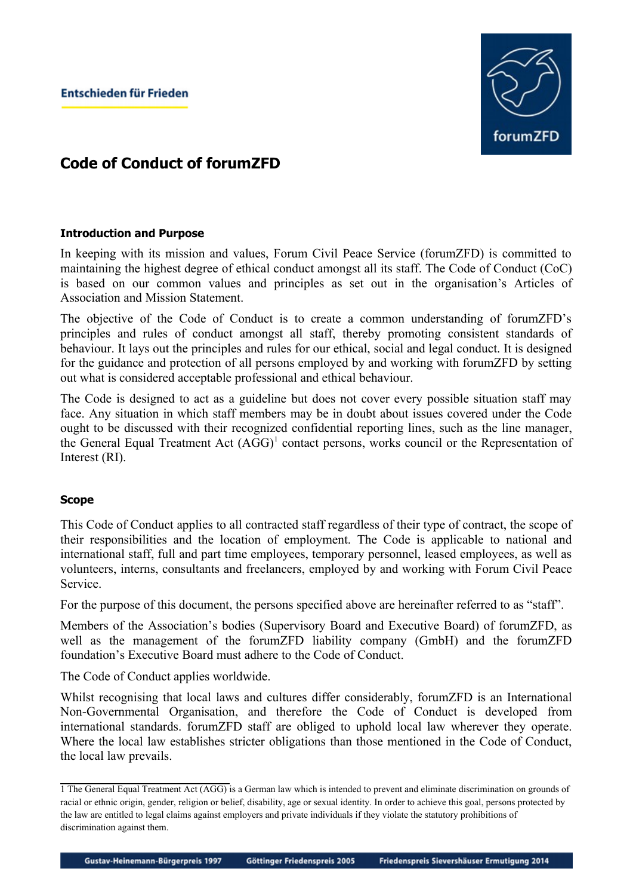Entschieden für Frieden

# Code of Conduct of forumZFD

### Introduction and Purpose

In keeping with its mission and values, Forum Civil Peace Service (forumZFD) is committed to maintaining the highest degree of ethical conduct amongst all its staff. The Code of Conduct (CoC) is based on our common values and principles as set out in the organisation's Articles of Association and Mission Statement.

The objective of the Code of Conduct is to create a common understanding of forumZFD's principles and rules of conduct amongst all staff, thereby promoting consistent standards of behaviour. It lays out the principles and rules for our ethical, social and legal conduct. It is designed for the guidance and protection of all persons employed by and working with forumZFD by setting out what is considered acceptable professional and ethical behaviour.

The Code is designed to act as a guideline but does not cover every possible situation staff may face. Any situation in which staff members may be in doubt about issues covered under the Code ought to be discussed with their recognized confidential reporting lines, such as the line manager, the General Equal Treatment Act (AGG)[1] contact persons, works council or the Representation of Interest (RI).

### Scope

This Code of Conduct applies to all contracted staff regardless of their type of contract, the scope of their responsibilities and the location of employment. The Code is applicable to national and international staff, full and part time employees, temporary personnel, leased employees, as well as volunteers, interns, consultants and freelancers, employed by and working with Forum Civil Peace Service.

For the purpose of this document, the persons specified above are hereinafter referred to as "staff".

Members of the Association's bodies (Supervisory Board and Executive Board) of forumZFD, as well as the management of the forumZFD liability company (GmbH) and the forumZFD foundation's Executive Board must adhere to the Code of Conduct.

The Code of Conduct applies worldwide.

Whilst recognising that local laws and cultures differ considerably, forumZFD is an International Non-Governmental Organisation, and therefore the Code of Conduct is developed from international standards. forumZFD staff are obliged to uphold local law wherever they operate. Where the local law establishes stricter obligations than those mentioned in the Code of Conduct, the local law prevails.

---

1 The General Equal Treatment Act (AGG) is a German law which is intended to prevent and eliminate discrimination on grounds of racial or ethnic origin, gender, religion or belief, disability, age or sexual identity. In order to achieve this goal, persons protected by the law are entitled to legal claims against employers and private individuals if they violate the statutory prohibitions of discrimination against them.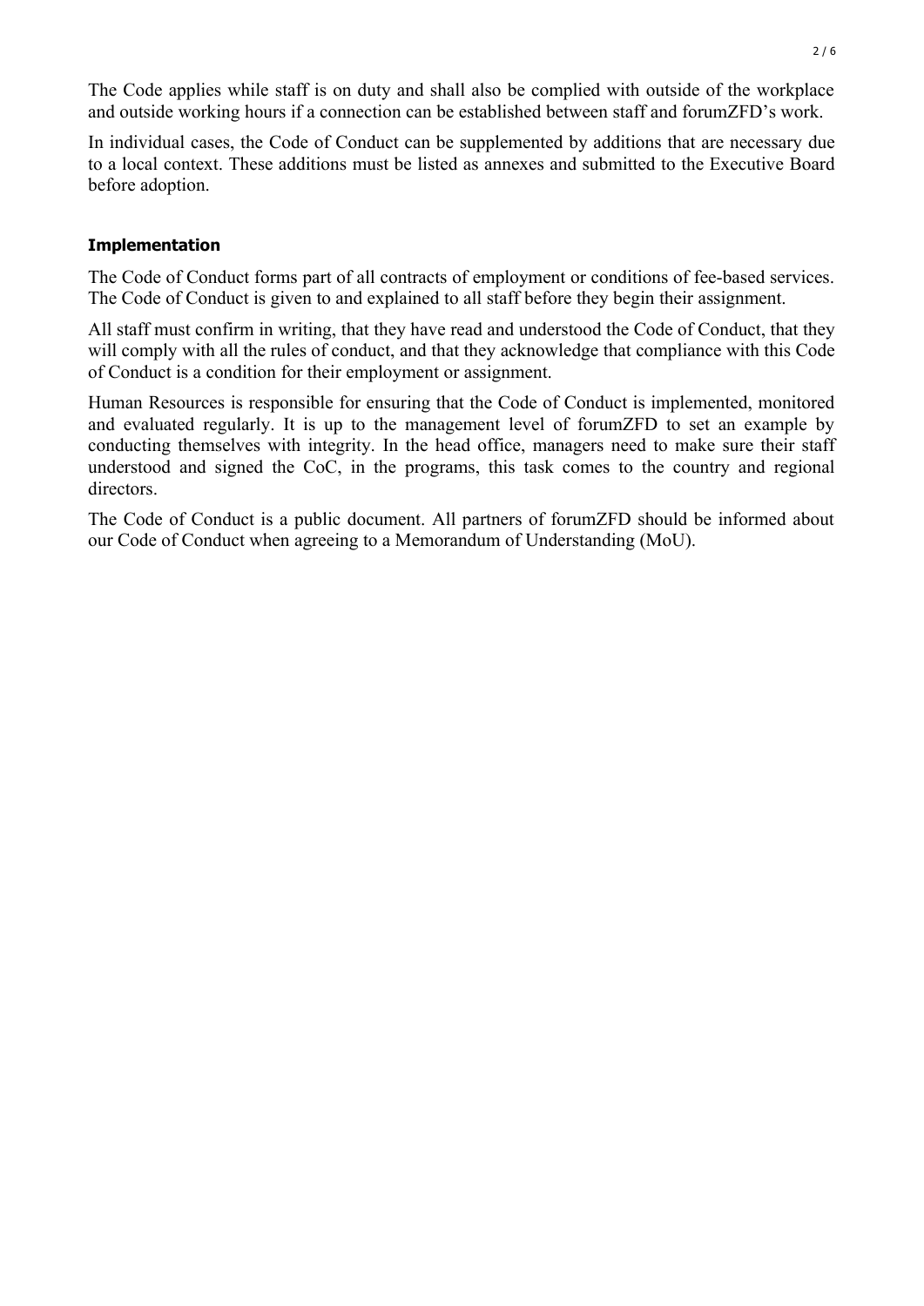The Code applies while staff is on duty and shall also be complied with outside of the workplace and outside working hours if a connection can be established between staff and forumZFD's work.

In individual cases, the Code of Conduct can be supplemented by additions that are necessary due to a local context. These additions must be listed as annexes and submitted to the Executive Board before adoption.

### Implementation

The Code of Conduct forms part of all contracts of employment or conditions of fee-based services. The Code of Conduct is given to and explained to all staff before they begin their assignment.

All staff must confirm in writing, that they have read and understood the Code of Conduct, that they will comply with all the rules of conduct, and that they acknowledge that compliance with this Code of Conduct is a condition for their employment or assignment.

Human Resources is responsible for ensuring that the Code of Conduct is implemented, monitored and evaluated regularly. It is up to the management level of forumZFD to set an example by conducting themselves with integrity. In the head office, managers need to make sure their staff understood and signed the CoC, in the programs, this task comes to the country and regional directors.

The Code of Conduct is a public document. All partners of forumZFD should be informed about our Code of Conduct when agreeing to a Memorandum of Understanding (MoU).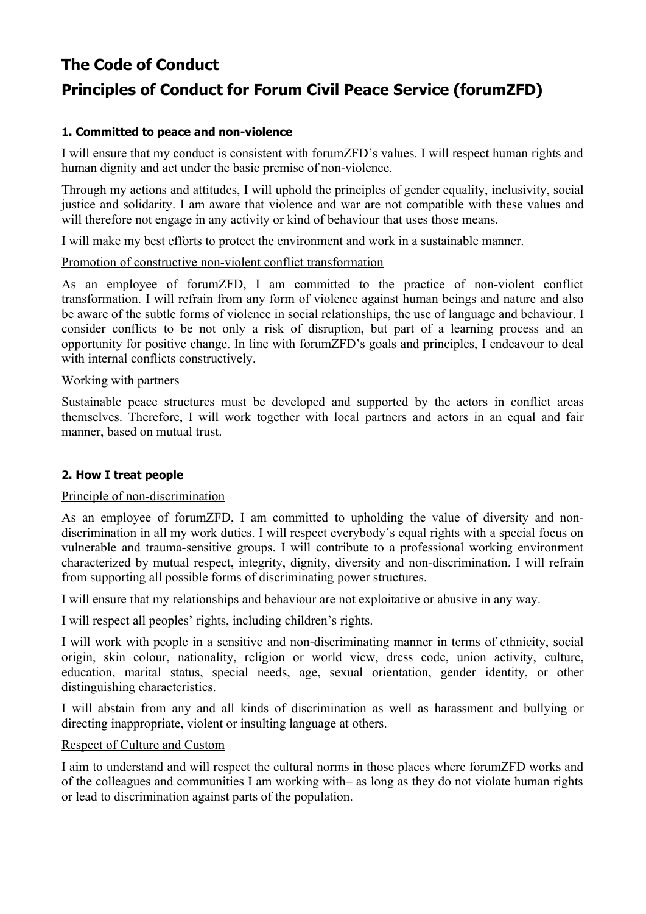# The Code of Conduct

# Principles of Conduct for Forum Civil Peace Service (forumZFD)

### 1. Committed to peace and non-violence

I will ensure that my conduct is consistent with forumZFD's values. I will respect human rights and human dignity and act under the basic premise of non-violence.

Through my actions and attitudes, I will uphold the principles of gender equality, inclusivity, social justice and solidarity. I am aware that violence and war are not compatible with these values and will therefore not engage in any activity or kind of behaviour that uses those means.

I will make my best efforts to protect the environment and work in a sustainable manner.

Promotion of constructive non-violent conflict transformation

As an employee of forumZFD, I am committed to the practice of non-violent conflict transformation. I will refrain from any form of violence against human beings and nature and also be aware of the subtle forms of violence in social relationships, the use of language and behaviour. I consider conflicts to be not only a risk of disruption, but part of a learning process and an opportunity for positive change. In line with forumZFD's goals and principles, I endeavour to deal with internal conflicts constructively.

Working with partners

Sustainable peace structures must be developed and supported by the actors in conflict areas themselves. Therefore, I will work together with local partners and actors in an equal and fair manner, based on mutual trust.

### 2. How I treat people

Principle of non-discrimination

As an employee of forumZFD, I am committed to upholding the value of diversity and non-discrimination in all my work duties. I will respect everybody´s equal rights with a special focus on vulnerable and trauma-sensitive groups. I will contribute to a professional working environment characterized by mutual respect, integrity, dignity, diversity and non-discrimination. I will refrain from supporting all possible forms of discriminating power structures.

I will ensure that my relationships and behaviour are not exploitative or abusive in any way.

I will respect all peoples' rights, including children's rights.

I will work with people in a sensitive and non-discriminating manner in terms of ethnicity, social origin, skin colour, nationality, religion or world view, dress code, union activity, culture, education, marital status, special needs, age, sexual orientation, gender identity, or other distinguishing characteristics.

I will abstain from any and all kinds of discrimination as well as harassment and bullying or directing inappropriate, violent or insulting language at others.

Respect of Culture and Custom

I aim to understand and will respect the cultural norms in those places where forumZFD works and of the colleagues and communities I am working with– as long as they do not violate human rights or lead to discrimination against parts of the population.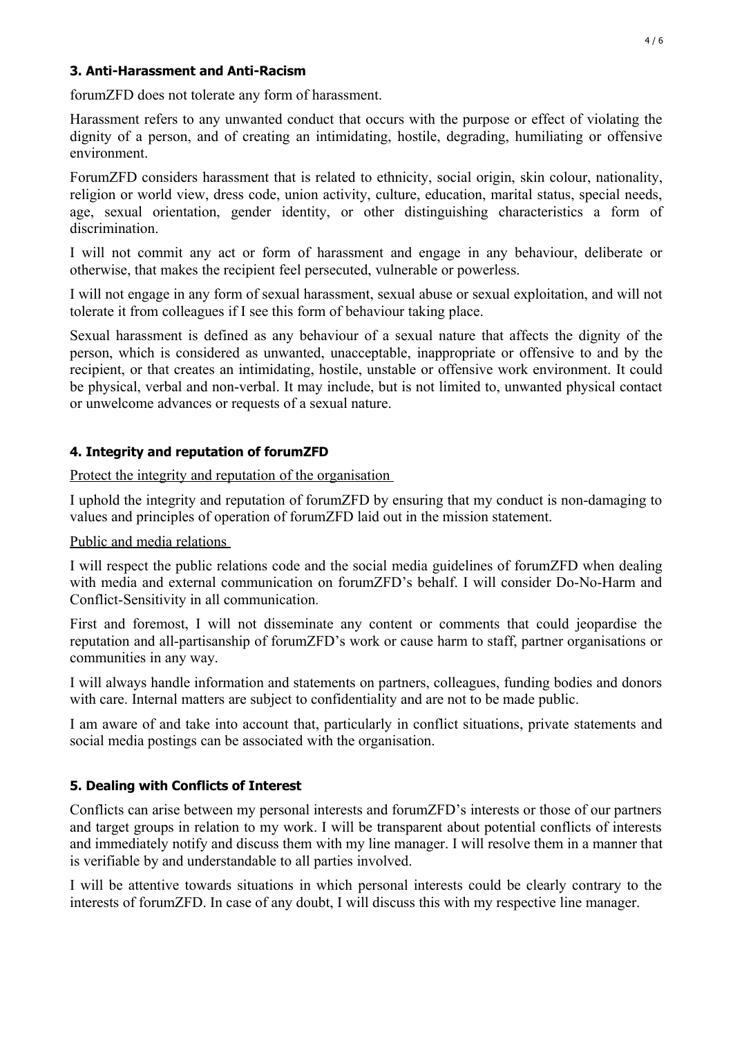### 3. Anti-Harassment and Anti-Racism

forumZFD does not tolerate any form of harassment.

Harassment refers to any unwanted conduct that occurs with the purpose or effect of violating the dignity of a person, and of creating an intimidating, hostile, degrading, humiliating or offensive environment.

ForumZFD considers harassment that is related to ethnicity, social origin, skin colour, nationality, religion or world view, dress code, union activity, culture, education, marital status, special needs, age, sexual orientation, gender identity, or other distinguishing characteristics a form of discrimination.

I will not commit any act or form of harassment and engage in any behaviour, deliberate or otherwise, that makes the recipient feel persecuted, vulnerable or powerless.

I will not engage in any form of sexual harassment, sexual abuse or sexual exploitation, and will not tolerate it from colleagues if I see this form of behaviour taking place.

Sexual harassment is defined as any behaviour of a sexual nature that affects the dignity of the person, which is considered as unwanted, unacceptable, inappropriate or offensive to and by the recipient, or that creates an intimidating, hostile, unstable or offensive work environment. It could be physical, verbal and non-verbal. It may include, but is not limited to, unwanted physical contact or unwelcome advances or requests of a sexual nature.

### 4. Integrity and reputation of forumZFD

Protect the integrity and reputation of the organisation

I uphold the integrity and reputation of forumZFD by ensuring that my conduct is non-damaging to values and principles of operation of forumZFD laid out in the mission statement.

Public and media relations

I will respect the public relations code and the social media guidelines of forumZFD when dealing with media and external communication on forumZFD's behalf. I will consider Do-No-Harm and Conflict-Sensitivity in all communication.

First and foremost, I will not disseminate any content or comments that could jeopardise the reputation and all-partisanship of forumZFD's work or cause harm to staff, partner organisations or communities in any way.

I will always handle information and statements on partners, colleagues, funding bodies and donors with care. Internal matters are subject to confidentiality and are not to be made public.

I am aware of and take into account that, particularly in conflict situations, private statements and social media postings can be associated with the organisation.

### 5. Dealing with Conflicts of Interest

Conflicts can arise between my personal interests and forumZFD's interests or those of our partners and target groups in relation to my work. I will be transparent about potential conflicts of interests and immediately notify and discuss them with my line manager. I will resolve them in a manner that is verifiable by and understandable to all parties involved.

I will be attentive towards situations in which personal interests could be clearly contrary to the interests of forumZFD. In case of any doubt, I will discuss this with my respective line manager.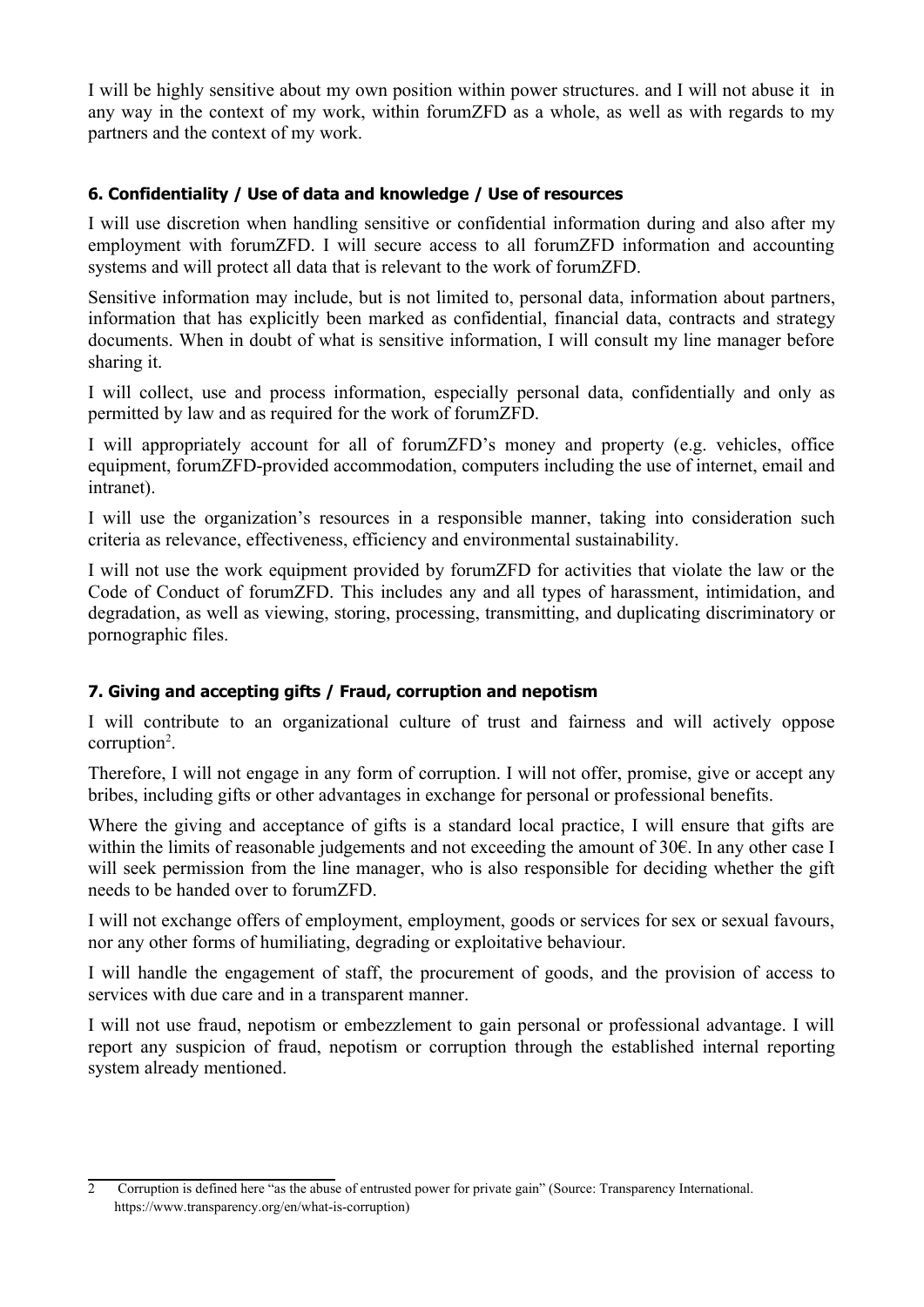I will be highly sensitive about my own position within power structures. and I will not abuse it in any way in the context of my work, within forumZFD as a whole, as well as with regards to my partners and the context of my work.

### 6. Confidentiality / Use of data and knowledge / Use of resources

I will use discretion when handling sensitive or confidential information during and also after my employment with forumZFD. I will secure access to all forumZFD information and accounting systems and will protect all data that is relevant to the work of forumZFD.

Sensitive information may include, but is not limited to, personal data, information about partners, information that has explicitly been marked as confidential, financial data, contracts and strategy documents. When in doubt of what is sensitive information, I will consult my line manager before sharing it.

I will collect, use and process information, especially personal data, confidentially and only as permitted by law and as required for the work of forumZFD.

I will appropriately account for all of forumZFD's money and property (e.g. vehicles, office equipment, forumZFD-provided accommodation, computers including the use of internet, email and intranet).

I will use the organization's resources in a responsible manner, taking into consideration such criteria as relevance, effectiveness, efficiency and environmental sustainability.

I will not use the work equipment provided by forumZFD for activities that violate the law or the Code of Conduct of forumZFD. This includes any and all types of harassment, intimidation, and degradation, as well as viewing, storing, processing, transmitting, and duplicating discriminatory or pornographic files.

### 7. Giving and accepting gifts / Fraud, corruption and nepotism

I will contribute to an organizational culture of trust and fairness and will actively oppose corruption[2].

Therefore, I will not engage in any form of corruption. I will not offer, promise, give or accept any bribes, including gifts or other advantages in exchange for personal or professional benefits.

Where the giving and acceptance of gifts is a standard local practice, I will ensure that gifts are within the limits of reasonable judgements and not exceeding the amount of 30€. In any other case I will seek permission from the line manager, who is also responsible for deciding whether the gift needs to be handed over to forumZFD.

I will not exchange offers of employment, employment, goods or services for sex or sexual favours, nor any other forms of humiliating, degrading or exploitative behaviour.

I will handle the engagement of staff, the procurement of goods, and the provision of access to services with due care and in a transparent manner.

I will not use fraud, nepotism or embezzlement to gain personal or professional advantage. I will report any suspicion of fraud, nepotism or corruption through the established internal reporting system already mentioned.

---

[2] Corruption is defined here "as the abuse of entrusted power for private gain" (Source: Transparency International. https://www.transparency.org/en/what-is-corruption)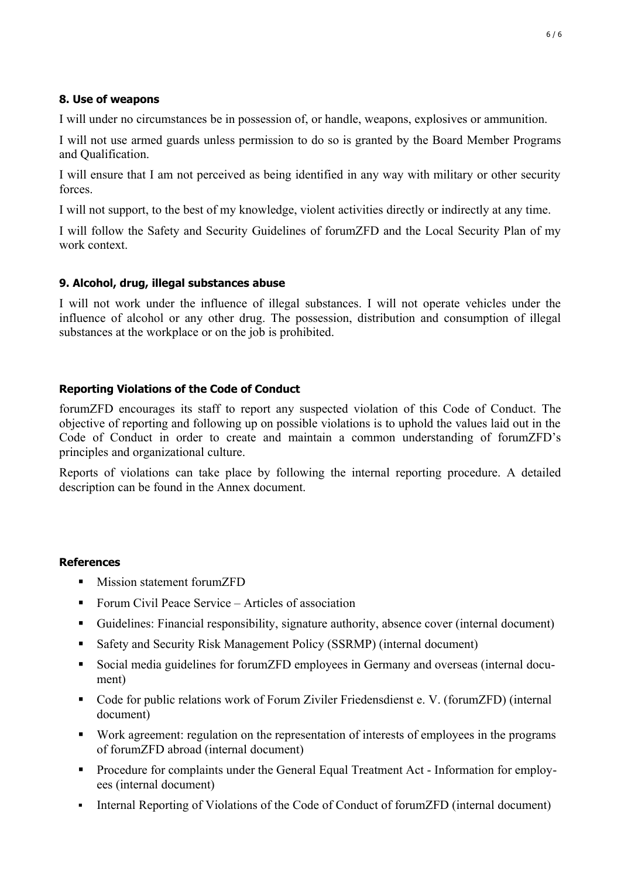### 8. Use of weapons

I will under no circumstances be in possession of, or handle, weapons, explosives or ammunition.

I will not use armed guards unless permission to do so is granted by the Board Member Programs and Qualification.

I will ensure that I am not perceived as being identified in any way with military or other security forces.

I will not support, to the best of my knowledge, violent activities directly or indirectly at any time.

I will follow the Safety and Security Guidelines of forumZFD and the Local Security Plan of my work context.

### 9. Alcohol, drug, illegal substances abuse

I will not work under the influence of illegal substances. I will not operate vehicles under the influence of alcohol or any other drug. The possession, distribution and consumption of illegal substances at the workplace or on the job is prohibited.

### Reporting Violations of the Code of Conduct

forumZFD encourages its staff to report any suspected violation of this Code of Conduct. The objective of reporting and following up on possible violations is to uphold the values laid out in the Code of Conduct in order to create and maintain a common understanding of forumZFD's principles and organizational culture.

Reports of violations can take place by following the internal reporting procedure. A detailed description can be found in the Annex document.

### References

- Mission statement forumZFD
- Forum Civil Peace Service – Articles of association
- Guidelines: Financial responsibility, signature authority, absence cover (internal document)
- Safety and Security Risk Management Policy (SSRMP) (internal document)
- Social media guidelines for forumZFD employees in Germany and overseas (internal document)
- Code for public relations work of Forum Ziviler Friedensdienst e. V. (forumZFD) (internal document)
- Work agreement: regulation on the representation of interests of employees in the programs of forumZFD abroad (internal document)
- Procedure for complaints under the General Equal Treatment Act - Information for employees (internal document)
- Internal Reporting of Violations of the Code of Conduct of forumZFD (internal document)